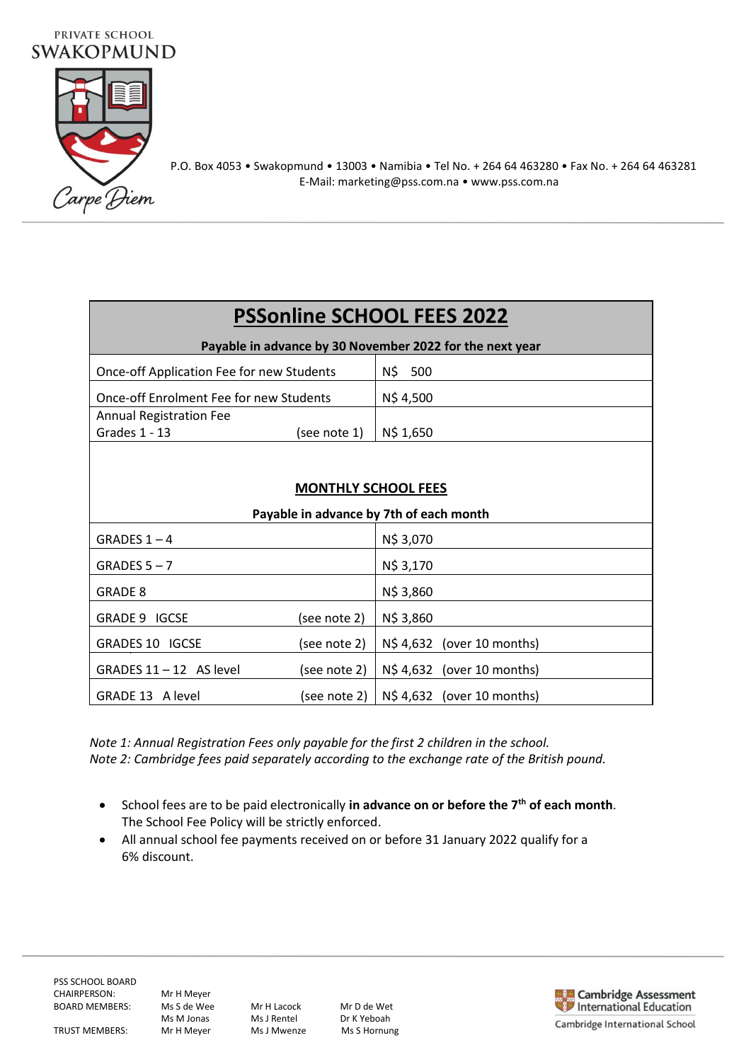PRIVATE SCHOOL
SWAKOPMUND

Carpe Diem

P.O. Box 4053 • Swakopmund • 13003 • Namibia • Tel No. + 264 64 463280 • Fax No. + 264 64 463281
E-Mail: marketing@pss.com.na • www.pss.com.na

# PSSonline SCHOOL FEES 2022

**Payable in advance by 30 November 2022 for the next year**

| | |
|---|---|
| Once-off Application Fee for new Students | N$ 500 |
| Once-off Enrolment Fee for new Students | N$ 4,500 |
| Annual Registration Fee Grades 1 - 13 (see note 1) | N$ 1,650 |

## MONTHLY SCHOOL FEES

**Payable in advance by 7th of each month**

| | | |
|---|---|---|
| GRADES 1 – 4 | | N$ 3,070 |
| GRADES 5 – 7 | | N$ 3,170 |
| GRADE 8 | | N$ 3,860 |
| GRADE 9 IGCSE | (see note 2) | N$ 3,860 |
| GRADES 10 IGCSE | (see note 2) | N$ 4,632 (over 10 months) |
| GRADES 11 – 12 AS level | (see note 2) | N$ 4,632 (over 10 months) |
| GRADE 13 A level | (see note 2) | N$ 4,632 (over 10 months) |

*Note 1: Annual Registration Fees only payable for the first 2 children in the school.*
*Note 2: Cambridge fees paid separately according to the exchange rate of the British pound.*

- School fees are to be paid electronically **in advance on or before the 7th of each month**. The School Fee Policy will be strictly enforced.
- All annual school fee payments received on or before 31 January 2022 qualify for a 6% discount.

PSS SCHOOL BOARD
CHAIRPERSON: Mr H Meyer
BOARD MEMBERS: Ms S de Wee, Mr H Lacock, Mr D de Wet, Ms M Jonas, Ms J Rentel, Dr K Yeboah
TRUST MEMBERS: Mr H Meyer, Ms J Mwenze, Ms S Hornung

Cambridge Assessment International Education
Cambridge International School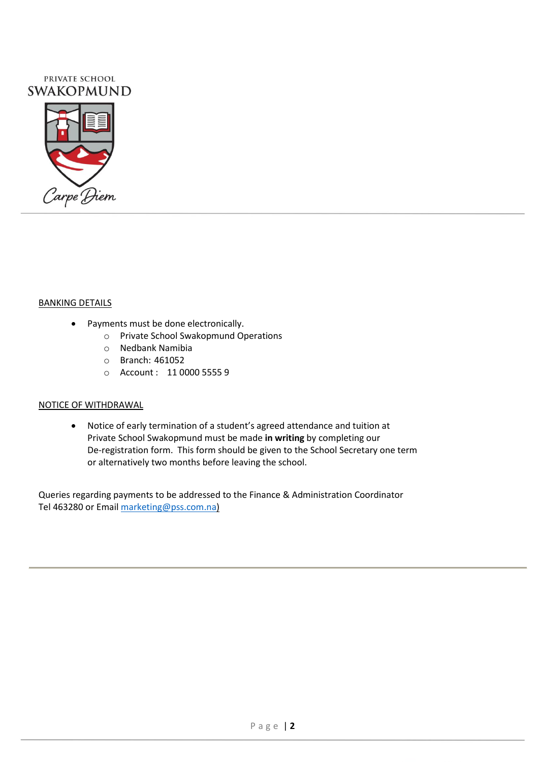PRIVATE SCHOOL
SWAKOPMUND

Carpe Diem

BANKING DETAILS

- Payments must be done electronically.
  - Private School Swakopmund Operations
  - Nedbank Namibia
  - Branch: 461052
  - Account : 11 0000 5555 9

NOTICE OF WITHDRAWAL

- Notice of early termination of a student's agreed attendance and tuition at Private School Swakopmund must be made **in writing** by completing our De-registration form. This form should be given to the School Secretary one term or alternatively two months before leaving the school.

Queries regarding payments to be addressed to the Finance & Administration Coordinator Tel 463280 or Email marketing@pss.com.na)